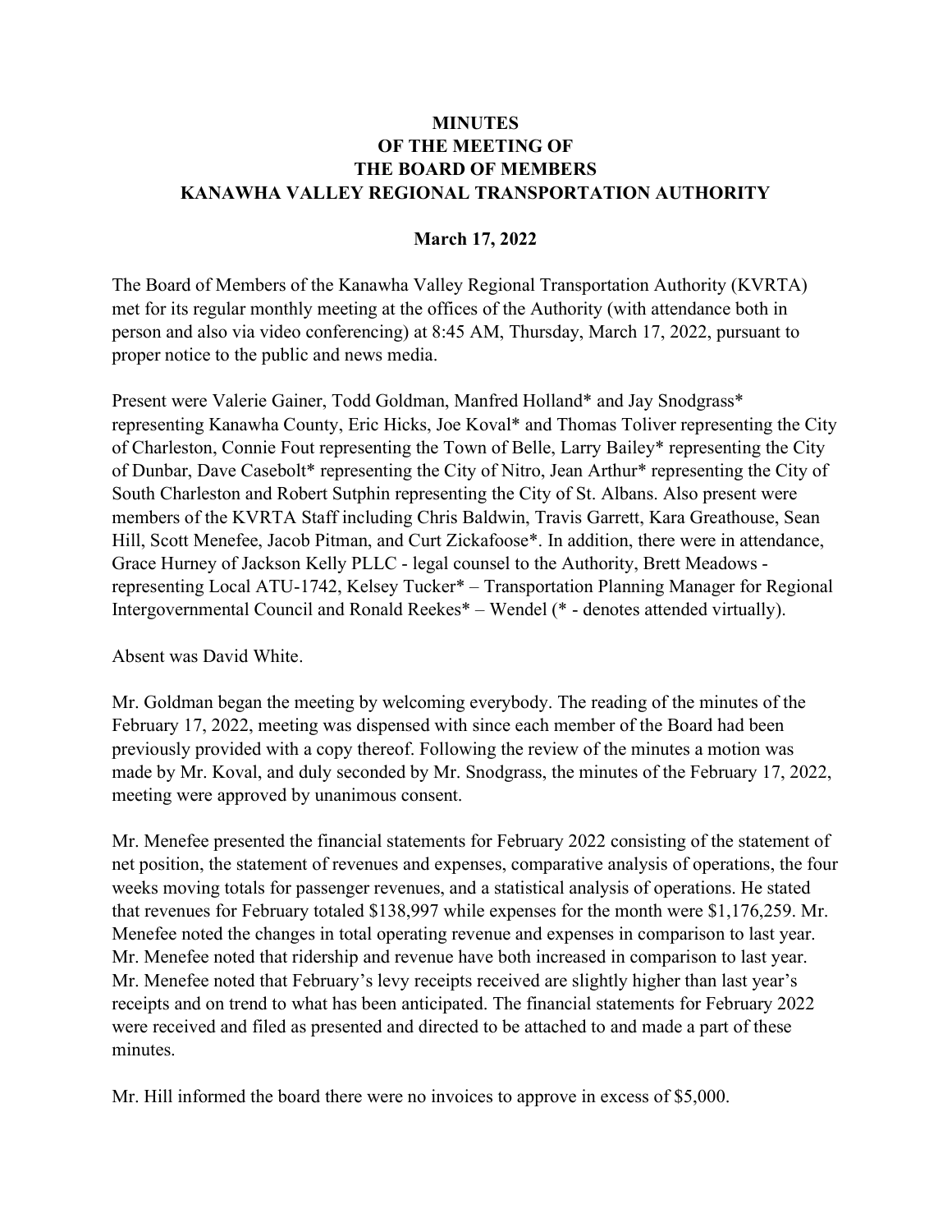# MINUTES
# OF THE MEETING OF
# THE BOARD OF MEMBERS
# KANAWHA VALLEY REGIONAL TRANSPORTATION AUTHORITY

**March 17, 2022**

The Board of Members of the Kanawha Valley Regional Transportation Authority (KVRTA) met for its regular monthly meeting at the offices of the Authority (with attendance both in person and also via video conferencing) at 8:45 AM, Thursday, March 17, 2022, pursuant to proper notice to the public and news media.

Present were Valerie Gainer, Todd Goldman, Manfred Holland* and Jay Snodgrass* representing Kanawha County, Eric Hicks, Joe Koval* and Thomas Toliver representing the City of Charleston, Connie Fout representing the Town of Belle, Larry Bailey* representing the City of Dunbar, Dave Casebolt* representing the City of Nitro, Jean Arthur* representing the City of South Charleston and Robert Sutphin representing the City of St. Albans. Also present were members of the KVRTA Staff including Chris Baldwin, Travis Garrett, Kara Greathouse, Sean Hill, Scott Menefee, Jacob Pitman, and Curt Zickafoose*. In addition, there were in attendance, Grace Hurney of Jackson Kelly PLLC - legal counsel to the Authority, Brett Meadows - representing Local ATU-1742, Kelsey Tucker* – Transportation Planning Manager for Regional Intergovernmental Council and Ronald Reekes* – Wendel (* - denotes attended virtually).

Absent was David White.

Mr. Goldman began the meeting by welcoming everybody. The reading of the minutes of the February 17, 2022, meeting was dispensed with since each member of the Board had been previously provided with a copy thereof. Following the review of the minutes a motion was made by Mr. Koval, and duly seconded by Mr. Snodgrass, the minutes of the February 17, 2022, meeting were approved by unanimous consent.

Mr. Menefee presented the financial statements for February 2022 consisting of the statement of net position, the statement of revenues and expenses, comparative analysis of operations, the four weeks moving totals for passenger revenues, and a statistical analysis of operations. He stated that revenues for February totaled $138,997 while expenses for the month were $1,176,259. Mr. Menefee noted the changes in total operating revenue and expenses in comparison to last year. Mr. Menefee noted that ridership and revenue have both increased in comparison to last year. Mr. Menefee noted that February's levy receipts received are slightly higher than last year's receipts and on trend to what has been anticipated. The financial statements for February 2022 were received and filed as presented and directed to be attached to and made a part of these minutes.

Mr. Hill informed the board there were no invoices to approve in excess of $5,000.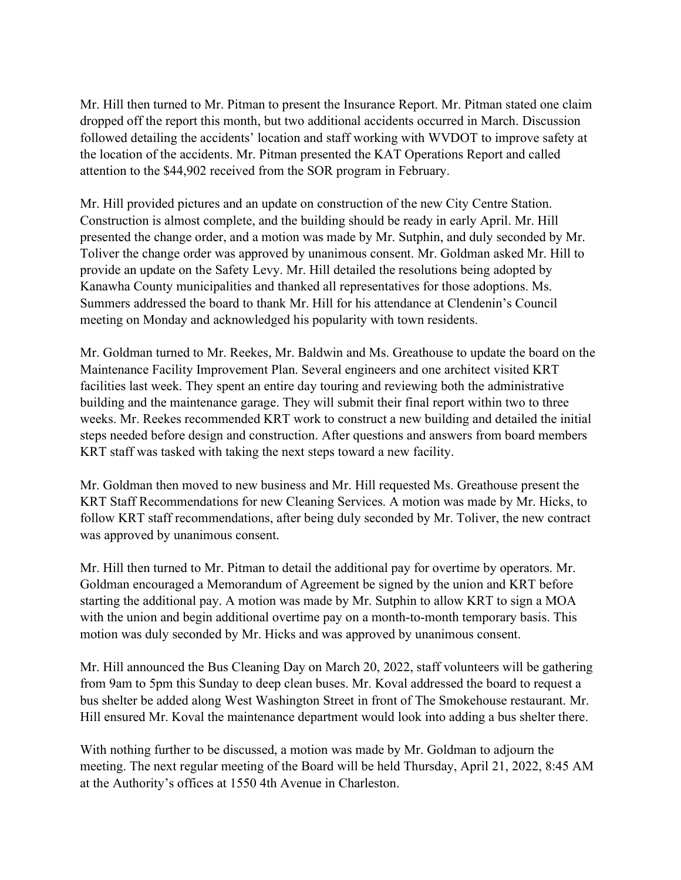Mr. Hill then turned to Mr. Pitman to present the Insurance Report. Mr. Pitman stated one claim dropped off the report this month, but two additional accidents occurred in March. Discussion followed detailing the accidents' location and staff working with WVDOT to improve safety at the location of the accidents. Mr. Pitman presented the KAT Operations Report and called attention to the $44,902 received from the SOR program in February.

Mr. Hill provided pictures and an update on construction of the new City Centre Station. Construction is almost complete, and the building should be ready in early April. Mr. Hill presented the change order, and a motion was made by Mr. Sutphin, and duly seconded by Mr. Toliver the change order was approved by unanimous consent. Mr. Goldman asked Mr. Hill to provide an update on the Safety Levy. Mr. Hill detailed the resolutions being adopted by Kanawha County municipalities and thanked all representatives for those adoptions. Ms. Summers addressed the board to thank Mr. Hill for his attendance at Clendenin's Council meeting on Monday and acknowledged his popularity with town residents.

Mr. Goldman turned to Mr. Reekes, Mr. Baldwin and Ms. Greathouse to update the board on the Maintenance Facility Improvement Plan. Several engineers and one architect visited KRT facilities last week. They spent an entire day touring and reviewing both the administrative building and the maintenance garage. They will submit their final report within two to three weeks. Mr. Reekes recommended KRT work to construct a new building and detailed the initial steps needed before design and construction. After questions and answers from board members KRT staff was tasked with taking the next steps toward a new facility.

Mr. Goldman then moved to new business and Mr. Hill requested Ms. Greathouse present the KRT Staff Recommendations for new Cleaning Services. A motion was made by Mr. Hicks, to follow KRT staff recommendations, after being duly seconded by Mr. Toliver, the new contract was approved by unanimous consent.

Mr. Hill then turned to Mr. Pitman to detail the additional pay for overtime by operators. Mr. Goldman encouraged a Memorandum of Agreement be signed by the union and KRT before starting the additional pay. A motion was made by Mr. Sutphin to allow KRT to sign a MOA with the union and begin additional overtime pay on a month-to-month temporary basis. This motion was duly seconded by Mr. Hicks and was approved by unanimous consent.

Mr. Hill announced the Bus Cleaning Day on March 20, 2022, staff volunteers will be gathering from 9am to 5pm this Sunday to deep clean buses. Mr. Koval addressed the board to request a bus shelter be added along West Washington Street in front of The Smokehouse restaurant. Mr. Hill ensured Mr. Koval the maintenance department would look into adding a bus shelter there.

With nothing further to be discussed, a motion was made by Mr. Goldman to adjourn the meeting. The next regular meeting of the Board will be held Thursday, April 21, 2022, 8:45 AM at the Authority's offices at 1550 4th Avenue in Charleston.